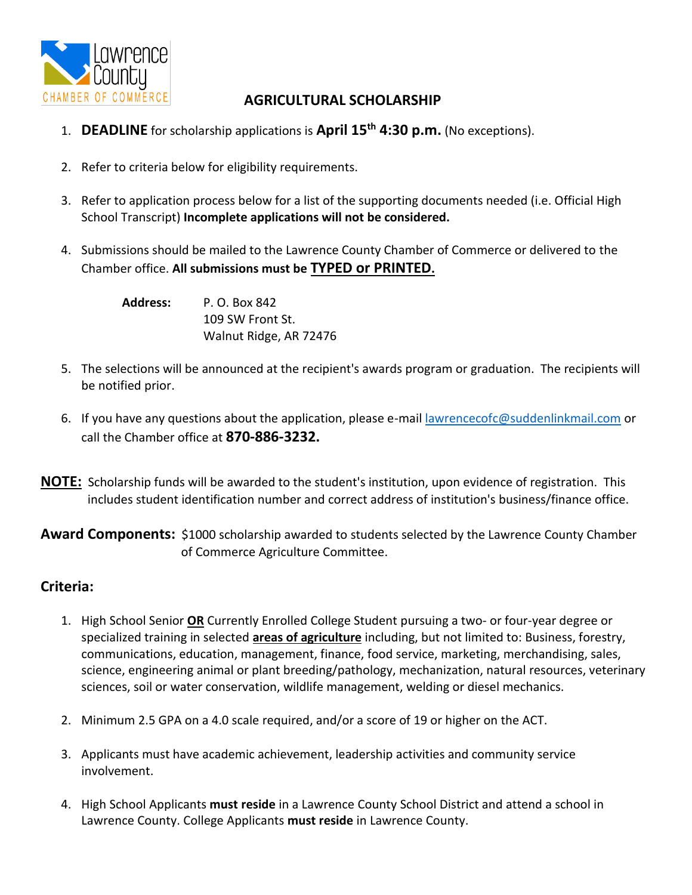Lawrence County CHAMBER OF COMMERCE

# AGRICULTURAL SCHOLARSHIP

1. **DEADLINE** for scholarship applications is **April 15th 4:30 p.m.** (No exceptions).
2. Refer to criteria below for eligibility requirements.
3. Refer to application process below for a list of the supporting documents needed (i.e. Official High School Transcript) **Incomplete applications will not be considered.**
4. Submissions should be mailed to the Lawrence County Chamber of Commerce or delivered to the Chamber office. **All submissions must be TYPED or PRINTED.**

   **Address:** P. O. Box 842
   109 SW Front St.
   Walnut Ridge, AR 72476

5. The selections will be announced at the recipient's awards program or graduation. The recipients will be notified prior.
6. If you have any questions about the application, please e-mail lawrencecofc@suddenlinkmail.com or call the Chamber office at **870-886-3232.**

**NOTE:** Scholarship funds will be awarded to the student's institution, upon evidence of registration. This includes student identification number and correct address of institution's business/finance office.

**Award Components:** $1000 scholarship awarded to students selected by the Lawrence County Chamber of Commerce Agriculture Committee.

## Criteria:

1. High School Senior **OR** Currently Enrolled College Student pursuing a two- or four-year degree or specialized training in selected **areas of agriculture** including, but not limited to: Business, forestry, communications, education, management, finance, food service, marketing, merchandising, sales, science, engineering animal or plant breeding/pathology, mechanization, natural resources, veterinary sciences, soil or water conservation, wildlife management, welding or diesel mechanics.
2. Minimum 2.5 GPA on a 4.0 scale required, and/or a score of 19 or higher on the ACT.
3. Applicants must have academic achievement, leadership activities and community service involvement.
4. High School Applicants **must reside** in a Lawrence County School District and attend a school in Lawrence County. College Applicants **must reside** in Lawrence County.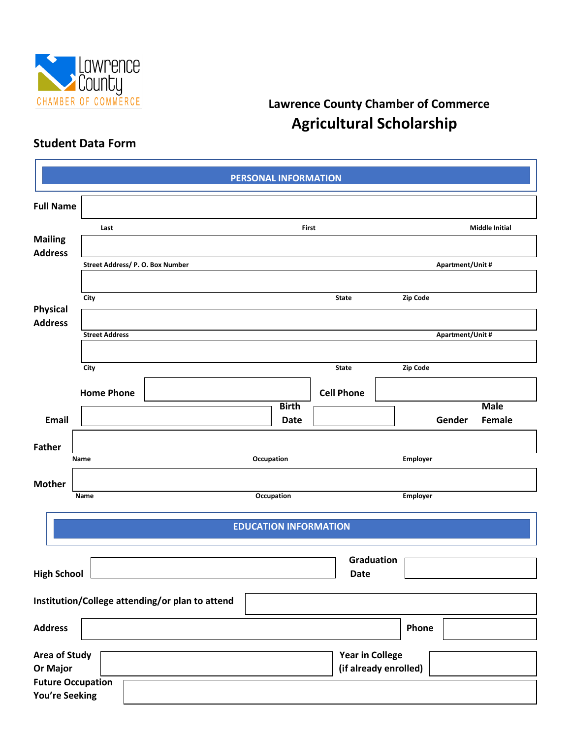Lawrence County CHAMBER OF COMMERCE

## Lawrence County Chamber of Commerce

# Agricultural Scholarship

### Student Data Form

**PERSONAL INFORMATION**

**Full Name** ______________________________

Last | First | Middle Initial

**Mailing Address** ______________________________

Street Address/ P. O. Box Number | Apartment/Unit #

______________________________

City | State | Zip Code

**Physical Address** ______________________________

Street Address | Apartment/Unit #

______________________________

City | State | Zip Code

**Home Phone** ______________ **Cell Phone** ______________

**Email** ______________ **Birth Date** ______________ **Gender** Male Female

**Father** ______________________________

Name | Occupation | Employer

**Mother** ______________________________

Name | Occupation | Employer

**EDUCATION INFORMATION**

**High School** ______________ **Graduation Date** ______________

**Institution/College attending/or plan to attend** ______________

**Address** ______________ **Phone** ______________

**Area of Study Or Major** ______________ **Year in College (if already enrolled)** ______________

**Future Occupation You're Seeking** ______________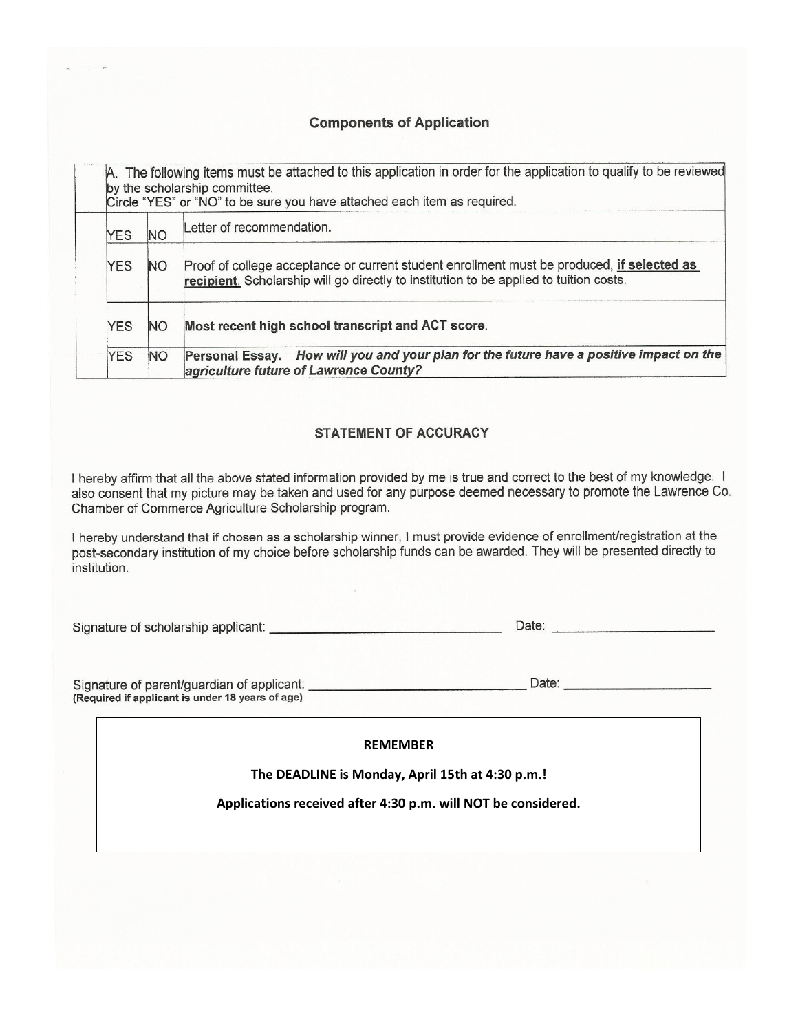## Components of Application

| | | A. The following items must be attached to this application in order for the application to qualify to be reviewed by the scholarship committee. Circle "YES" or "NO" to be sure you have attached each item as required. |
|---|---|---|
| YES | NO | Letter of recommendation. |
| YES | NO | Proof of college acceptance or current student enrollment must be produced, **if selected as recipient**. Scholarship will go directly to institution to be applied to tuition costs. |
| YES | NO | **Most recent high school transcript and ACT score**. |
| YES | NO | **Personal Essay.** ***How will you and your plan for the future have a positive impact on the agriculture future of Lawrence County?*** |

## STATEMENT OF ACCURACY

I hereby affirm that all the above stated information provided by me is true and correct to the best of my knowledge. I also consent that my picture may be taken and used for any purpose deemed necessary to promote the Lawrence Co. Chamber of Commerce Agriculture Scholarship program.

I hereby understand that if chosen as a scholarship winner, I must provide evidence of enrollment/registration at the post-secondary institution of my choice before scholarship funds can be awarded. They will be presented directly to institution.

Signature of scholarship applicant: ______________________________ Date: ____________________

Signature of parent/guardian of applicant: ______________________________ Date: ____________________
**(Required if applicant is under 18 years of age)**

**REMEMBER**

**The DEADLINE is Monday, April 15th at 4:30 p.m.!**

**Applications received after 4:30 p.m. will NOT be considered.**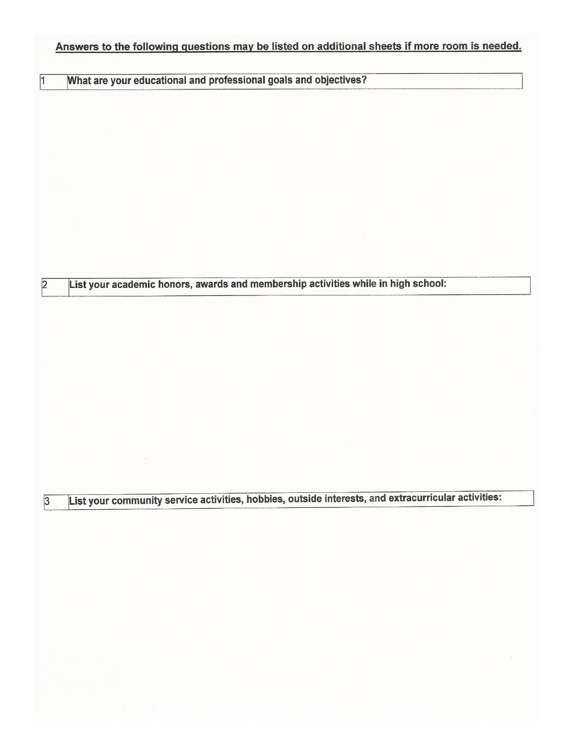**<u>Answers to the following questions may be listed on additional sheets if more room is needed.</u>**

| 1 | **What are your educational and professional goals and objectives?** |
|---|---|

| 2 | **List your academic honors, awards and membership activities while in high school:** |
|---|---|

| 3 | **List your community service activities, hobbies, outside interests, and extracurricular activities:** |
|---|---|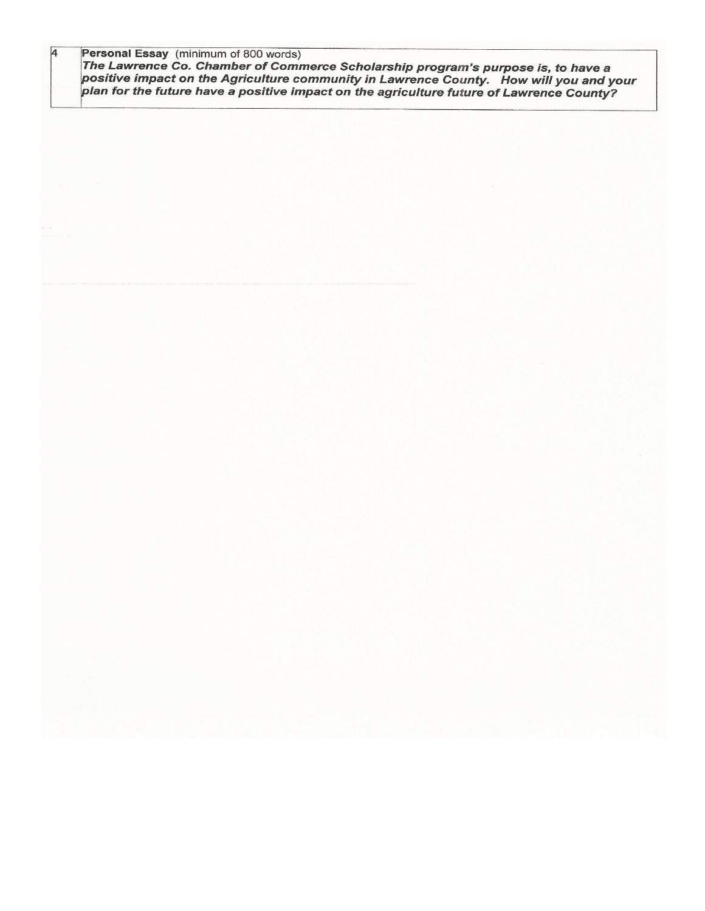| | |
|---|---|
| 4 | **Personal Essay** (minimum of 800 words)<br>***The Lawrence Co. Chamber of Commerce Scholarship program's purpose is, to have a positive impact on the Agriculture community in Lawrence County. How will you and your plan for the future have a positive impact on the agriculture future of Lawrence County?*** |